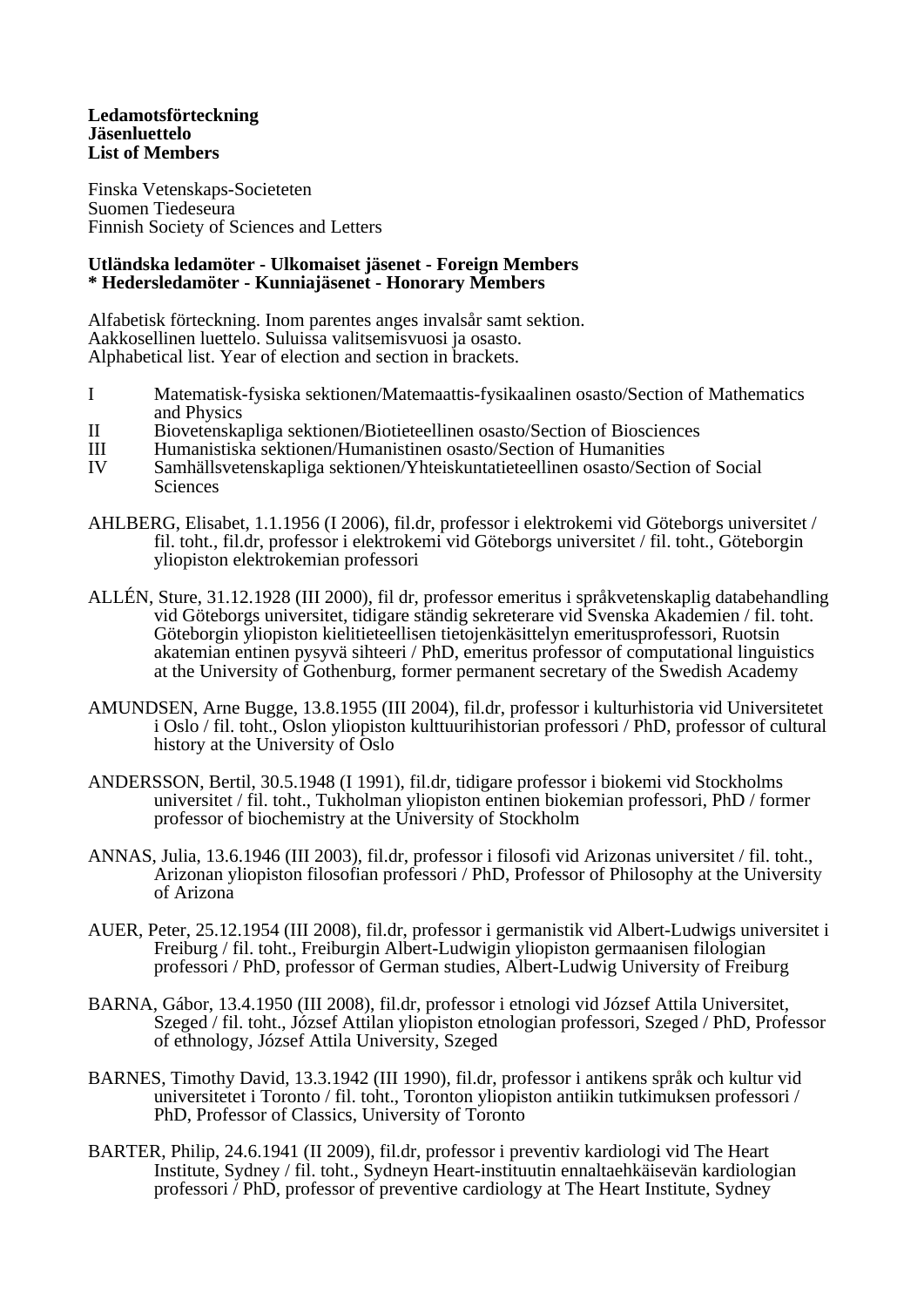**Ledamotsförteckning**
**Jäsenluettelo**
**List of Members**

Finska Vetenskaps-Societeten
Suomen Tiedeseura
Finnish Society of Sciences and Letters

**Utländska ledamöter - Ulkomaiset jäsenet - Foreign Members**
**\* Hedersledamöter - Kunniajäsenet - Honorary Members**

Alfabetisk förteckning. Inom parentes anges invalsår samt sektion.
Aakkosellinen luettelo. Suluissa valitsemisvuosi ja osasto.
Alphabetical list. Year of election and section in brackets.

- I Matematisk-fysiska sektionen/Matemaattis-fysikaalinen osasto/Section of Mathematics and Physics
- II Biovetenskapliga sektionen/Biotieteellinen osasto/Section of Biosciences
- III Humanistiska sektionen/Humanistinen osasto/Section of Humanities
- IV Samhällsvetenskapliga sektionen/Yhteiskuntatieteellinen osasto/Section of Social Sciences

AHLBERG, Elisabet, 1.1.1956 (I 2006), fil.dr, professor i elektrokemi vid Göteborgs universitet / fil. toht., fil.dr, professor i elektrokemi vid Göteborgs universitet / fil. toht., Göteborgin yliopiston elektrokemian professori

ALLÉN, Sture, 31.12.1928 (III 2000), fil dr, professor emeritus i språkvetenskaplig databehandling vid Göteborgs universitet, tidigare ständig sekreterare vid Svenska Akademien / fil. toht. Göteborgin yliopiston kielitieteellisen tietojenkäsittelyn emeritusprofessori, Ruotsin akatemian entinen pysyvä sihteeri / PhD, emeritus professor of computational linguistics at the University of Gothenburg, former permanent secretary of the Swedish Academy

AMUNDSEN, Arne Bugge, 13.8.1955 (III 2004), fil.dr, professor i kulturhistoria vid Universitetet i Oslo / fil. toht., Oslon yliopiston kulttuurihistorian professori / PhD, professor of cultural history at the University of Oslo

ANDERSSON, Bertil, 30.5.1948 (I 1991), fil.dr, tidigare professor i biokemi vid Stockholms universitet / fil. toht., Tukholman yliopiston entinen biokemian professori, PhD / former professor of biochemistry at the University of Stockholm

ANNAS, Julia, 13.6.1946 (III 2003), fil.dr, professor i filosofi vid Arizonas universitet / fil. toht., Arizonan yliopiston filosofian professori / PhD, Professor of Philosophy at the University of Arizona

AUER, Peter, 25.12.1954 (III 2008), fil.dr, professor i germanistik vid Albert-Ludwigs universitet i Freiburg / fil. toht., Freiburgin Albert-Ludwigin yliopiston germaanisen filologian professori / PhD, professor of German studies, Albert-Ludwig University of Freiburg

BARNA, Gábor, 13.4.1950 (III 2008), fil.dr, professor i etnologi vid József Attila Universitet, Szeged / fil. toht., József Attilan yliopiston etnologian professori, Szeged / PhD, Professor of ethnology, József Attila University, Szeged

BARNES, Timothy David, 13.3.1942 (III 1990), fil.dr, professor i antikens språk och kultur vid universitetet i Toronto / fil. toht., Toronton yliopiston antiikin tutkimuksen professori / PhD, Professor of Classics, University of Toronto

BARTER, Philip, 24.6.1941 (II 2009), fil.dr, professor i preventiv kardiologi vid The Heart Institute, Sydney / fil. toht., Sydneyn Heart-instituutin ennaltaehkäisevän kardiologian professori / PhD, professor of preventive cardiology at The Heart Institute, Sydney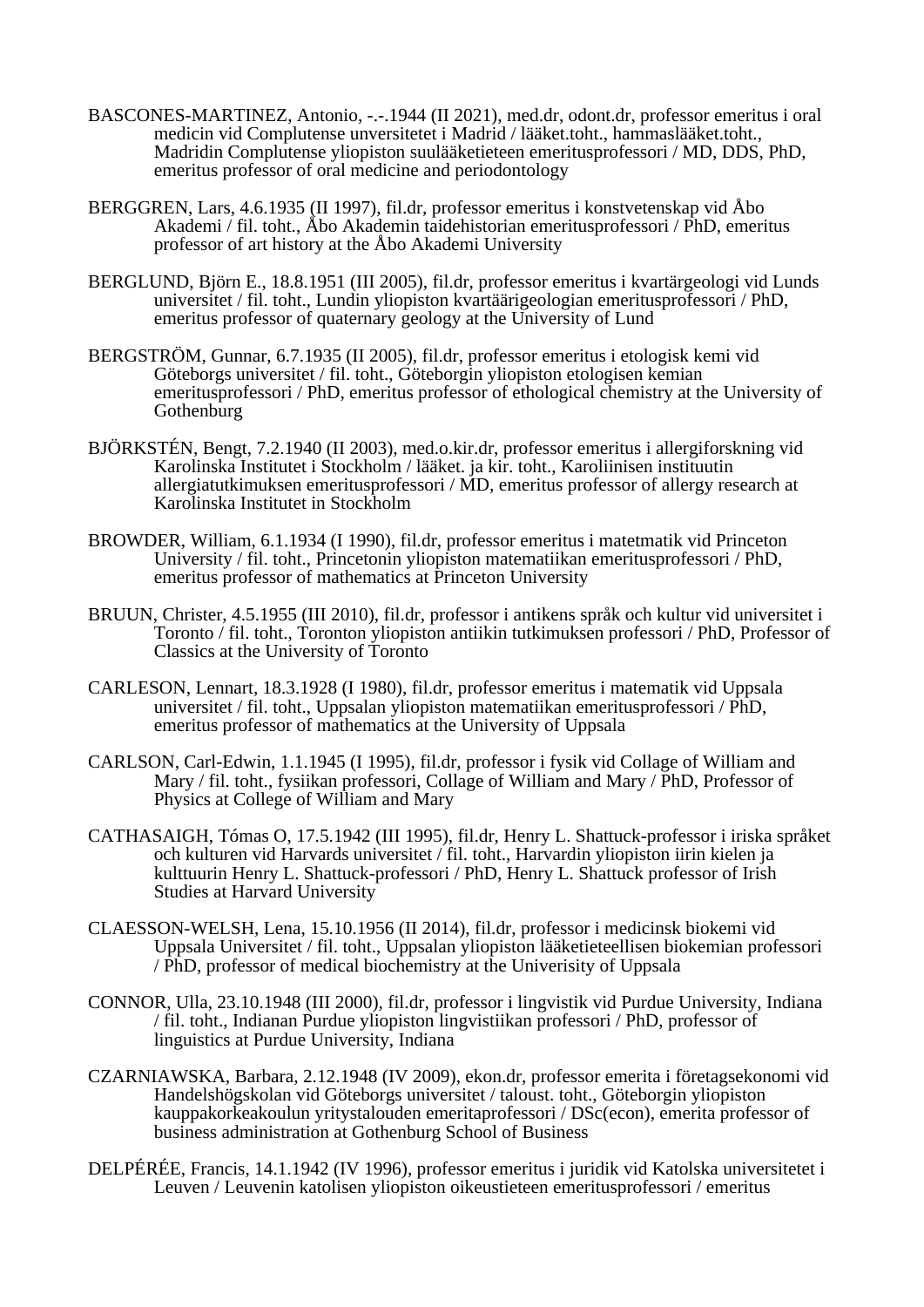BASCONES-MARTINEZ, Antonio, -.-.1944 (II 2021), med.dr, odont.dr, professor emeritus i oral medicin vid Complutense unversitetet i Madrid / lääket.toht., hammaslääket.toht., Madridin Complutense yliopiston suulääketieteen emeritusprofessori / MD, DDS, PhD, emeritus professor of oral medicine and periodontology

BERGGREN, Lars, 4.6.1935 (II 1997), fil.dr, professor emeritus i konstvetenskap vid Åbo Akademi / fil. toht., Åbo Akademin taidehistorian emeritusprofessori / PhD, emeritus professor of art history at the Åbo Akademi University

BERGLUND, Björn E., 18.8.1951 (III 2005), fil.dr, professor emeritus i kvartärgeologi vid Lunds universitet / fil. toht., Lundin yliopiston kvartäärigeologian emeritusprofessori / PhD, emeritus professor of quaternary geology at the University of Lund

BERGSTRÖM, Gunnar, 6.7.1935 (II 2005), fil.dr, professor emeritus i etologisk kemi vid Göteborgs universitet / fil. toht., Göteborgin yliopiston etologisen kemian emeritusprofessori / PhD, emeritus professor of ethological chemistry at the University of Gothenburg

BJÖRKSTÉN, Bengt, 7.2.1940 (II 2003), med.o.kir.dr, professor emeritus i allergiforskning vid Karolinska Institutet i Stockholm / lääket. ja kir. toht., Karoliinisen instituutin allergiatutkimuksen emeritusprofessori / MD, emeritus professor of allergy research at Karolinska Institutet in Stockholm

BROWDER, William, 6.1.1934 (I 1990), fil.dr, professor emeritus i matetmatik vid Princeton University / fil. toht., Princetonin yliopiston matematiikan emeritusprofessori / PhD, emeritus professor of mathematics at Princeton University

BRUUN, Christer, 4.5.1955 (III 2010), fil.dr, professor i antikens språk och kultur vid universitet i Toronto / fil. toht., Toronton yliopiston antiikin tutkimuksen professori / PhD, Professor of Classics at the University of Toronto

CARLESON, Lennart, 18.3.1928 (I 1980), fil.dr, professor emeritus i matematik vid Uppsala universitet / fil. toht., Uppsalan yliopiston matematiikan emeritusprofessori / PhD, emeritus professor of mathematics at the University of Uppsala

CARLSON, Carl-Edwin, 1.1.1945 (I 1995), fil.dr, professor i fysik vid Collage of William and Mary / fil. toht., fysiikan professori, Collage of William and Mary / PhD, Professor of Physics at College of William and Mary

CATHASAIGH, Tómas O, 17.5.1942 (III 1995), fil.dr, Henry L. Shattuck-professor i iriska språket och kulturen vid Harvards universitet / fil. toht., Harvardin yliopiston iirin kielen ja kulttuurin Henry L. Shattuck-professori / PhD, Henry L. Shattuck professor of Irish Studies at Harvard University

CLAESSON-WELSH, Lena, 15.10.1956 (II 2014), fil.dr, professor i medicinsk biokemi vid Uppsala Universitet / fil. toht., Uppsalan yliopiston lääketieteellisen biokemian professori / PhD, professor of medical biochemistry at the Univerisity of Uppsala

CONNOR, Ulla, 23.10.1948 (III 2000), fil.dr, professor i lingvistik vid Purdue University, Indiana / fil. toht., Indianan Purdue yliopiston lingvistiikan professori / PhD, professor of linguistics at Purdue University, Indiana

CZARNIAWSKA, Barbara, 2.12.1948 (IV 2009), ekon.dr, professor emerita i företagsekonomi vid Handelshögskolan vid Göteborgs universitet / taloust. toht., Göteborgin yliopiston kauppakorkeakoulun yritystalouden emeritaprofessori / DSc(econ), emerita professor of business administration at Gothenburg School of Business

DELPÉRÉE, Francis, 14.1.1942 (IV 1996), professor emeritus i juridik vid Katolska universitetet i Leuven / Leuvenin katolisen yliopiston oikeustieteen emeritusprofessori / emeritus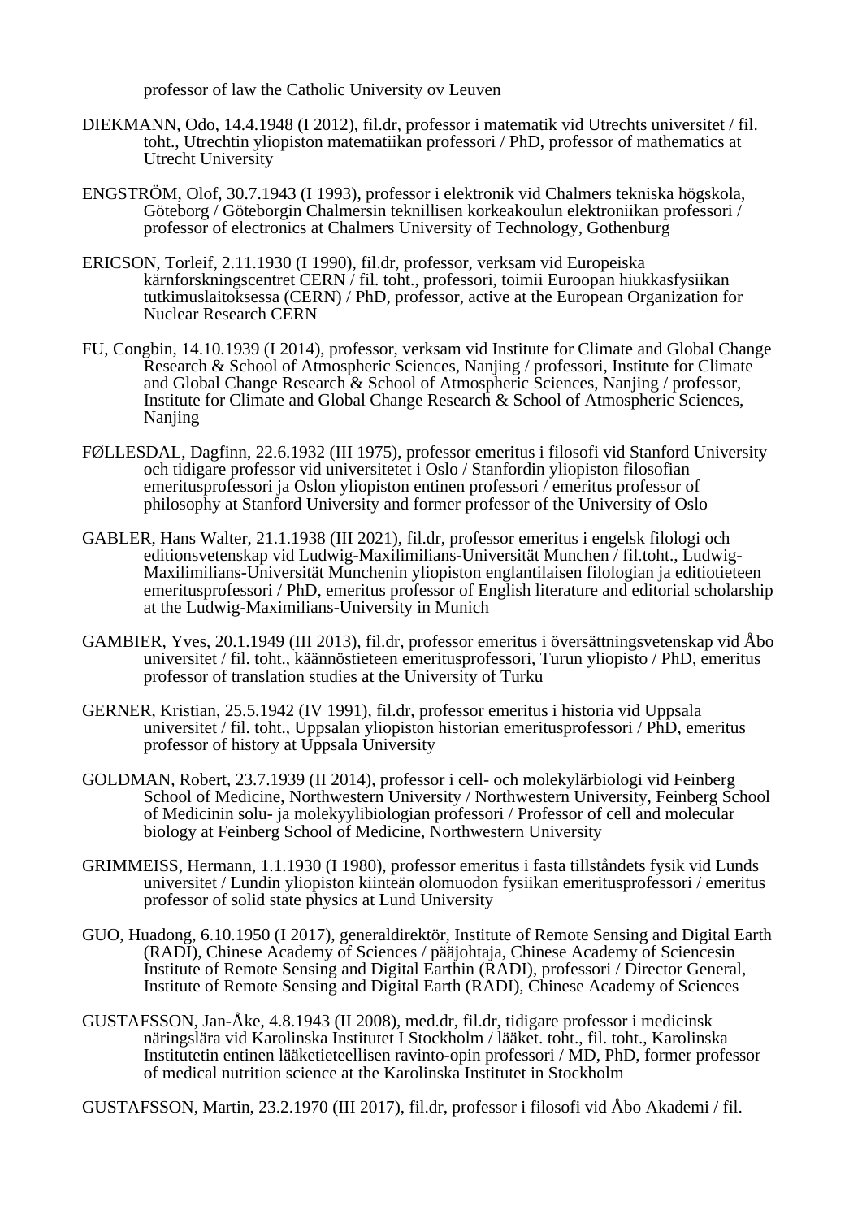professor of law the Catholic University ov Leuven

DIEKMANN, Odo, 14.4.1948 (I 2012), fil.dr, professor i matematik vid Utrechts universitet / fil. toht., Utrechtin yliopiston matematiikan professori / PhD, professor of mathematics at Utrecht University

ENGSTRÖM, Olof, 30.7.1943 (I 1993), professor i elektronik vid Chalmers tekniska högskola, Göteborg / Göteborgin Chalmersin teknillisen korkeakoulun elektroniikan professori / professor of electronics at Chalmers University of Technology, Gothenburg

ERICSON, Torleif, 2.11.1930 (I 1990), fil.dr, professor, verksam vid Europeiska kärnforskningscentret CERN / fil. toht., professori, toimii Euroopan hiukkasfysiikan tutkimuslaitoksessa (CERN) / PhD, professor, active at the European Organization for Nuclear Research CERN

FU, Congbin, 14.10.1939 (I 2014), professor, verksam vid Institute for Climate and Global Change Research & School of Atmospheric Sciences, Nanjing / professori, Institute for Climate and Global Change Research & School of Atmospheric Sciences, Nanjing / professor, Institute for Climate and Global Change Research & School of Atmospheric Sciences, Nanjing

FØLLESDAL, Dagfinn, 22.6.1932 (III 1975), professor emeritus i filosofi vid Stanford University och tidigare professor vid universitetet i Oslo / Stanfordin yliopiston filosofian emeritusprofessori ja Oslon yliopiston entinen professori / emeritus professor of philosophy at Stanford University and former professor of the University of Oslo

GABLER, Hans Walter, 21.1.1938 (III 2021), fil.dr, professor emeritus i engelsk filologi och editionsvetenskap vid Ludwig-Maxilimilians-Universität Munchen / fil.toht., Ludwig-Maxilimilians-Universität Munchenin yliopiston englantilaisen filologian ja editiotieteen emeritusprofessori / PhD, emeritus professor of English literature and editorial scholarship at the Ludwig-Maximilians-University in Munich

GAMBIER, Yves, 20.1.1949 (III 2013), fil.dr, professor emeritus i översättningsvetenskap vid Åbo universitet / fil. toht., käännöstieteen emeritusprofessori, Turun yliopisto / PhD, emeritus professor of translation studies at the University of Turku

GERNER, Kristian, 25.5.1942 (IV 1991), fil.dr, professor emeritus i historia vid Uppsala universitet / fil. toht., Uppsalan yliopiston historian emeritusprofessori / PhD, emeritus professor of history at Uppsala University

GOLDMAN, Robert, 23.7.1939 (II 2014), professor i cell- och molekylärbiologi vid Feinberg School of Medicine, Northwestern University / Northwestern University, Feinberg School of Medicinin solu- ja molekyylibiologian professori / Professor of cell and molecular biology at Feinberg School of Medicine, Northwestern University

GRIMMEISS, Hermann, 1.1.1930 (I 1980), professor emeritus i fasta tillståndets fysik vid Lunds universitet / Lundin yliopiston kiinteän olomuodon fysiikan emeritusprofessori / emeritus professor of solid state physics at Lund University

GUO, Huadong, 6.10.1950 (I 2017), generaldirektör, Institute of Remote Sensing and Digital Earth (RADI), Chinese Academy of Sciences / pääjohtaja, Chinese Academy of Sciencesin Institute of Remote Sensing and Digital Earthin (RADI), professori / Director General, Institute of Remote Sensing and Digital Earth (RADI), Chinese Academy of Sciences

GUSTAFSSON, Jan-Åke, 4.8.1943 (II 2008), med.dr, fil.dr, tidigare professor i medicinsk näringslära vid Karolinska Institutet I Stockholm / lääket. toht., fil. toht., Karolinska Institutetin entinen lääketieteellisen ravinto-opin professori / MD, PhD, former professor of medical nutrition science at the Karolinska Institutet in Stockholm

GUSTAFSSON, Martin, 23.2.1970 (III 2017), fil.dr, professor i filosofi vid Åbo Akademi / fil.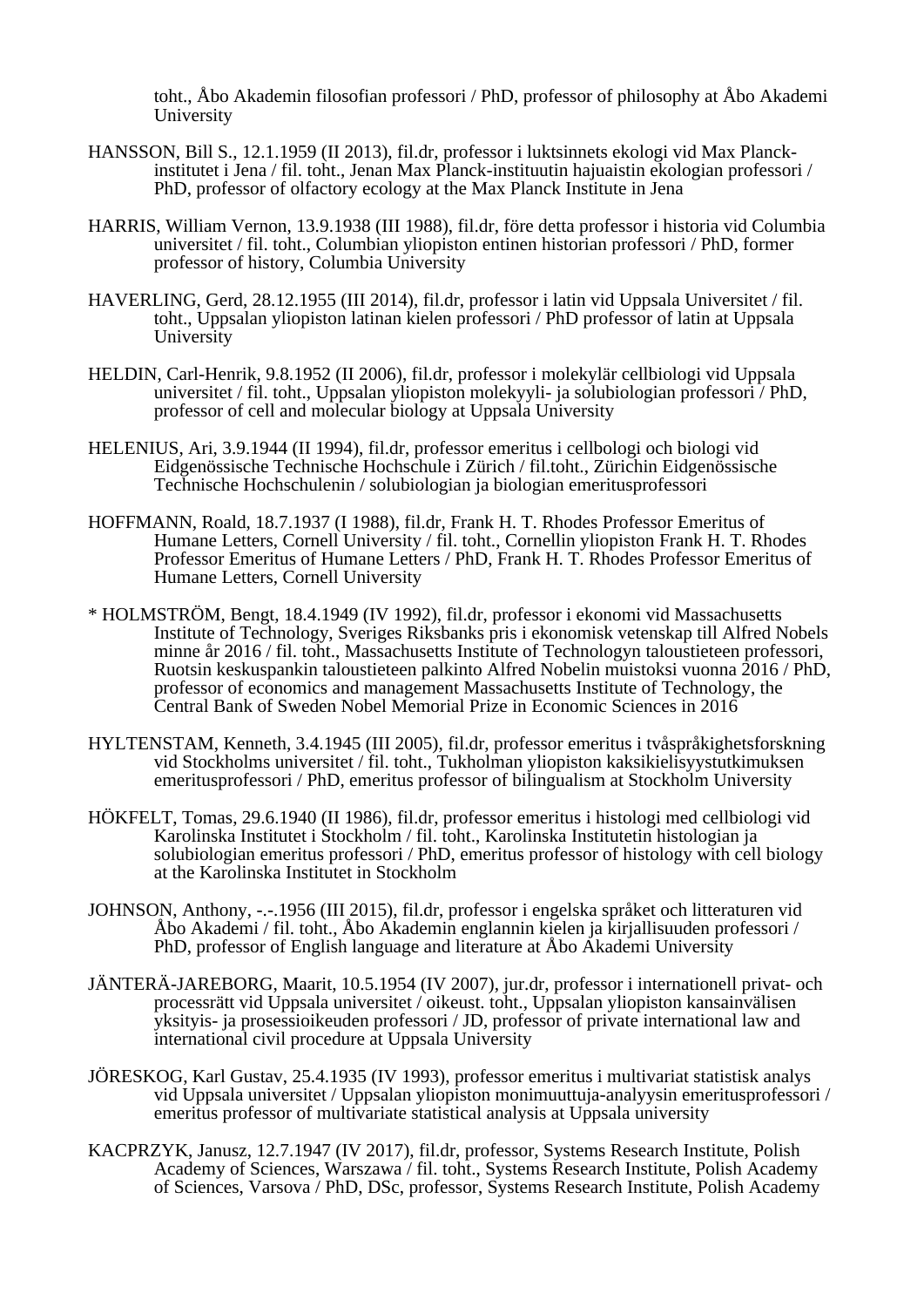toht., Åbo Akademin filosofian professori / PhD, professor of philosophy at Åbo Akademi University

HANSSON, Bill S., 12.1.1959 (II 2013), fil.dr, professor i luktsinnets ekologi vid Max Planck-institutet i Jena / fil. toht., Jenan Max Planck-instituutin hajuaistin ekologian professori / PhD, professor of olfactory ecology at the Max Planck Institute in Jena

HARRIS, William Vernon, 13.9.1938 (III 1988), fil.dr, före detta professor i historia vid Columbia universitet / fil. toht., Columbian yliopiston entinen historian professori / PhD, former professor of history, Columbia University

HAVERLING, Gerd, 28.12.1955 (III 2014), fil.dr, professor i latin vid Uppsala Universitet / fil. toht., Uppsalan yliopiston latinan kielen professori / PhD professor of latin at Uppsala University

HELDIN, Carl-Henrik, 9.8.1952 (II 2006), fil.dr, professor i molekylär cellbiologi vid Uppsala universitet / fil. toht., Uppsalan yliopiston molekyyli- ja solubiologian professori / PhD, professor of cell and molecular biology at Uppsala University

HELENIUS, Ari, 3.9.1944 (II 1994), fil.dr, professor emeritus i cellbologi och biologi vid Eidgenössische Technische Hochschule i Zürich / fil.toht., Zürichin Eidgenössische Technische Hochschulenin / solubiologian ja biologian emeritusprofessori

HOFFMANN, Roald, 18.7.1937 (I 1988), fil.dr, Frank H. T. Rhodes Professor Emeritus of Humane Letters, Cornell University / fil. toht., Cornellin yliopiston Frank H. T. Rhodes Professor Emeritus of Humane Letters / PhD, Frank H. T. Rhodes Professor Emeritus of Humane Letters, Cornell University

* HOLMSTRÖM, Bengt, 18.4.1949 (IV 1992), fil.dr, professor i ekonomi vid Massachusetts Institute of Technology, Sveriges Riksbanks pris i ekonomisk vetenskap till Alfred Nobels minne år 2016 / fil. toht., Massachusetts Institute of Technologyn taloustieteen professori, Ruotsin keskuspankin taloustieteen palkinto Alfred Nobelin muistoksi vuonna 2016 / PhD, professor of economics and management Massachusetts Institute of Technology, the Central Bank of Sweden Nobel Memorial Prize in Economic Sciences in 2016

HYLTENSTAM, Kenneth, 3.4.1945 (III 2005), fil.dr, professor emeritus i tvåspråkighetsforskning vid Stockholms universitet / fil. toht., Tukholman yliopiston kaksikielisyystutkimuksen emeritusprofessori / PhD, emeritus professor of bilingualism at Stockholm University

HÖKFELT, Tomas, 29.6.1940 (II 1986), fil.dr, professor emeritus i histologi med cellbiologi vid Karolinska Institutet i Stockholm / fil. toht., Karolinska Institutetin histologian ja solubiologian emeritus professori / PhD, emeritus professor of histology with cell biology at the Karolinska Institutet in Stockholm

JOHNSON, Anthony, -.-.1956 (III 2015), fil.dr, professor i engelska språket och litteraturen vid Åbo Akademi / fil. toht., Åbo Akademin englannin kielen ja kirjallisuuden professori / PhD, professor of English language and literature at Åbo Akademi University

JÄNTERÄ-JAREBORG, Maarit, 10.5.1954 (IV 2007), jur.dr, professor i internationell privat- och processrätt vid Uppsala universitet / oikeust. toht., Uppsalan yliopiston kansainvälisen yksityis- ja prosessioikeuden professori / JD, professor of private international law and international civil procedure at Uppsala University

JÖRESKOG, Karl Gustav, 25.4.1935 (IV 1993), professor emeritus i multivariat statistisk analys vid Uppsala universitet / Uppsalan yliopiston monimuuttuja-analyysin emeritusprofessori / emeritus professor of multivariate statistical analysis at Uppsala university

KACPRZYK, Janusz, 12.7.1947 (IV 2017), fil.dr, professor, Systems Research Institute, Polish Academy of Sciences, Warszawa / fil. toht., Systems Research Institute, Polish Academy of Sciences, Varsova / PhD, DSc, professor, Systems Research Institute, Polish Academy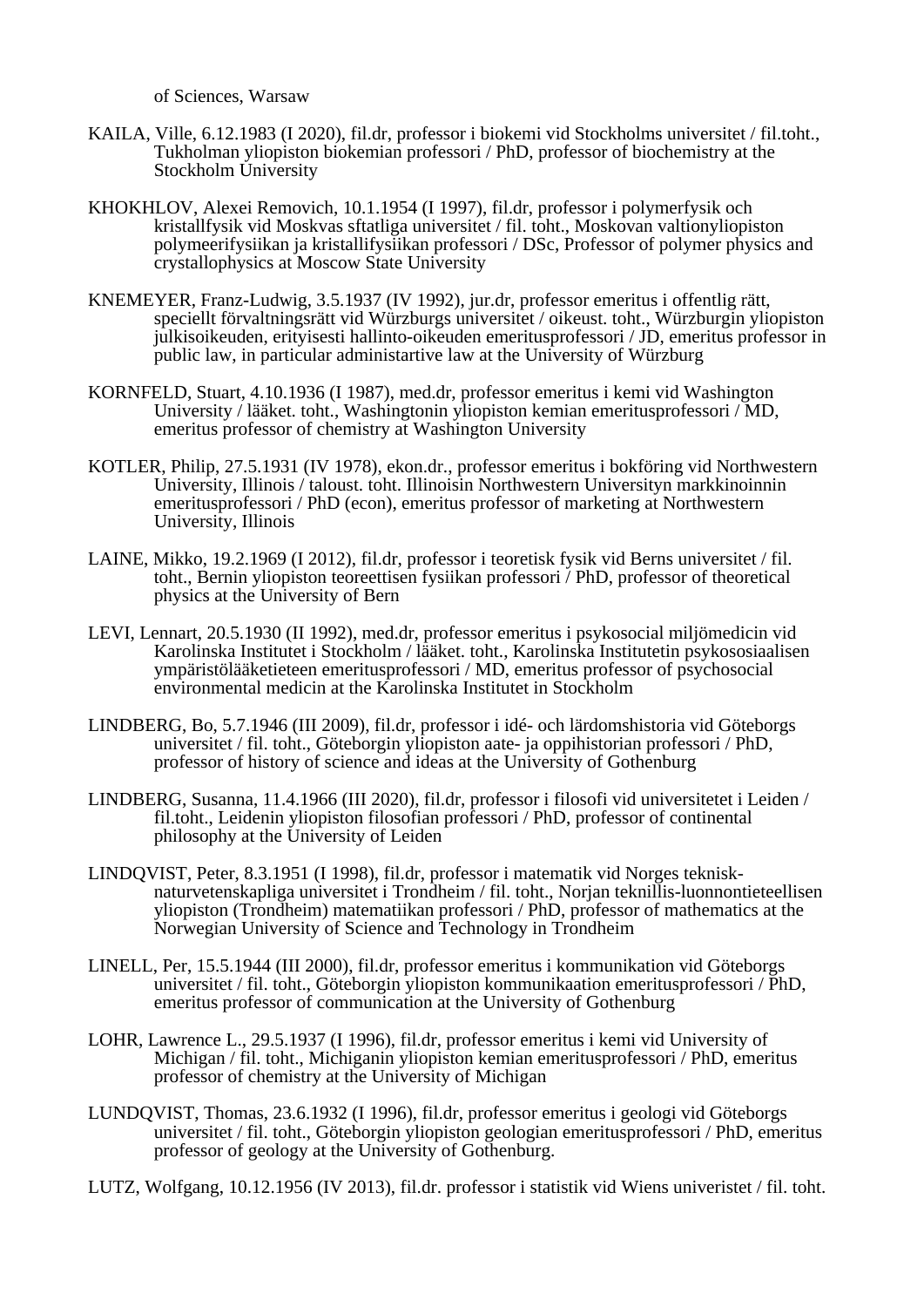of Sciences, Warsaw

KAILA, Ville, 6.12.1983 (I 2020), fil.dr, professor i biokemi vid Stockholms universitet / fil.toht., Tukholman yliopiston biokemian professori / PhD, professor of biochemistry at the Stockholm University

KHOKHLOV, Alexei Removich, 10.1.1954 (I 1997), fil.dr, professor i polymerfysik och kristallfysik vid Moskvas sftatliga universitet / fil. toht., Moskovan valtionyliopiston polymeerifysiikan ja kristallifysiikan professori / DSc, Professor of polymer physics and crystallophysics at Moscow State University

KNEMEYER, Franz-Ludwig, 3.5.1937 (IV 1992), jur.dr, professor emeritus i offentlig rätt, speciellt förvaltningsrätt vid Würzburgs universitet / oikeust. toht., Würzburgin yliopiston julkisoikeuden, erityisesti hallinto-oikeuden emeritusprofessori / JD, emeritus professor in public law, in particular administartive law at the University of Würzburg

KORNFELD, Stuart, 4.10.1936 (I 1987), med.dr, professor emeritus i kemi vid Washington University / lääket. toht., Washingtonin yliopiston kemian emeritusprofessori / MD, emeritus professor of chemistry at Washington University

KOTLER, Philip, 27.5.1931 (IV 1978), ekon.dr., professor emeritus i bokföring vid Northwestern University, Illinois / taloust. toht. Illinoisin Northwestern Universityn markkinoinnin emeritusprofessori / PhD (econ), emeritus professor of marketing at Northwestern University, Illinois

LAINE, Mikko, 19.2.1969 (I 2012), fil.dr, professor i teoretisk fysik vid Berns universitet / fil. toht., Bernin yliopiston teoreettisen fysiikan professori / PhD, professor of theoretical physics at the University of Bern

LEVI, Lennart, 20.5.1930 (II 1992), med.dr, professor emeritus i psykosocial miljömedicin vid Karolinska Institutet i Stockholm / lääket. toht., Karolinska Institutetin psykososiaalisen ympäristölääketieteen emeritusprofessori / MD, emeritus professor of psychosocial environmental medicin at the Karolinska Institutet in Stockholm

LINDBERG, Bo, 5.7.1946 (III 2009), fil.dr, professor i idé- och lärdomshistoria vid Göteborgs universitet / fil. toht., Göteborgin yliopiston aate- ja oppihistorian professori / PhD, professor of history of science and ideas at the University of Gothenburg

LINDBERG, Susanna, 11.4.1966 (III 2020), fil.dr, professor i filosofi vid universitetet i Leiden / fil.toht., Leidenin yliopiston filosofian professori / PhD, professor of continental philosophy at the University of Leiden

LINDQVIST, Peter, 8.3.1951 (I 1998), fil.dr, professor i matematik vid Norges teknisk-naturvetenskapliga universitet i Trondheim / fil. toht., Norjan teknillis-luonnontieteellisen yliopiston (Trondheim) matematiikan professori / PhD, professor of mathematics at the Norwegian University of Science and Technology in Trondheim

LINELL, Per, 15.5.1944 (III 2000), fil.dr, professor emeritus i kommunikation vid Göteborgs universitet / fil. toht., Göteborgin yliopiston kommunikaation emeritusprofessori / PhD, emeritus professor of communication at the University of Gothenburg

LOHR, Lawrence L., 29.5.1937 (I 1996), fil.dr, professor emeritus i kemi vid University of Michigan / fil. toht., Michiganin yliopiston kemian emeritusprofessori / PhD, emeritus professor of chemistry at the University of Michigan

LUNDQVIST, Thomas, 23.6.1932 (I 1996), fil.dr, professor emeritus i geologi vid Göteborgs universitet / fil. toht., Göteborgin yliopiston geologian emeritusprofessori / PhD, emeritus professor of geology at the University of Gothenburg.

LUTZ, Wolfgang, 10.12.1956 (IV 2013), fil.dr. professor i statistik vid Wiens univeristet / fil. toht.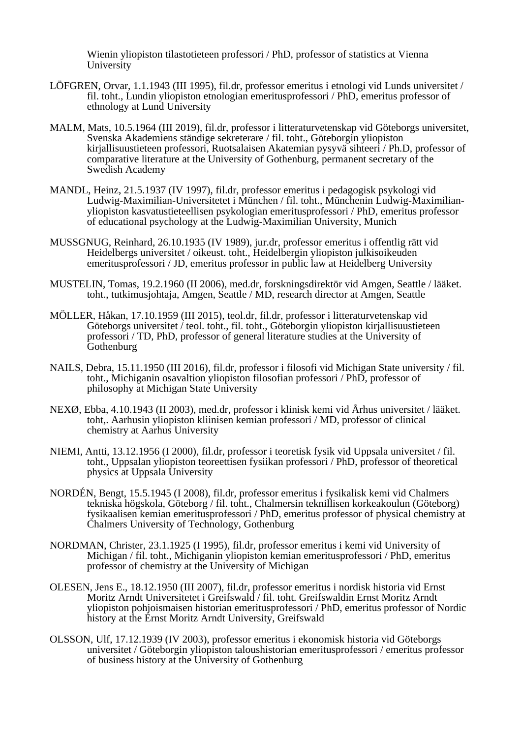Wienin yliopiston tilastotieteen professori / PhD, professor of statistics at Vienna University

LÖFGREN, Orvar, 1.1.1943 (III 1995), fil.dr, professor emeritus i etnologi vid Lunds universitet / fil. toht., Lundin yliopiston etnologian emeritusprofessori / PhD, emeritus professor of ethnology at Lund University

MALM, Mats, 10.5.1964 (III 2019), fil.dr, professor i litteraturvetenskap vid Göteborgs universitet, Svenska Akademiens ständige sekreterare / fil. toht., Göteborgin yliopiston kirjallisuustieteen professori, Ruotsalaisen Akatemian pysyvä sihteeri / Ph.D, professor of comparative literature at the University of Gothenburg, permanent secretary of the Swedish Academy

MANDL, Heinz, 21.5.1937 (IV 1997), fil.dr, professor emeritus i pedagogisk psykologi vid Ludwig-Maximilian-Universitetet i München / fil. toht., Münchenin Ludwig-Maximilian-yliopiston kasvatustieteellisen psykologian emeritusprofessori / PhD, emeritus professor of educational psychology at the Ludwig-Maximilian University, Munich

MUSSGNUG, Reinhard, 26.10.1935 (IV 1989), jur.dr, professor emeritus i offentlig rätt vid Heidelbergs universitet / oikeust. toht., Heidelbergin yliopiston julkisoikeuden emeritusprofessori / JD, emeritus professor in public law at Heidelberg University

MUSTELIN, Tomas, 19.2.1960 (II 2006), med.dr, forskningsdirektör vid Amgen, Seattle / lääket. toht., tutkimusjohtaja, Amgen, Seattle / MD, research director at Amgen, Seattle

MÖLLER, Håkan, 17.10.1959 (III 2015), teol.dr, fil.dr, professor i litteraturvetenskap vid Göteborgs universitet / teol. toht., fil. toht., Göteborgin yliopiston kirjallisuustieteen professori / TD, PhD, professor of general literature studies at the University of Gothenburg

NAILS, Debra, 15.11.1950 (III 2016), fil.dr, professor i filosofi vid Michigan State university / fil. toht., Michiganin osavaltion yliopiston filosofian professori / PhD, professor of philosophy at Michigan State University

NEXØ, Ebba, 4.10.1943 (II 2003), med.dr, professor i klinisk kemi vid Århus universitet / lääket. toht,. Aarhusin yliopiston kliinisen kemian professori / MD, professor of clinical chemistry at Aarhus University

NIEMI, Antti, 13.12.1956 (I 2000), fil.dr, professor i teoretisk fysik vid Uppsala universitet / fil. toht., Uppsalan yliopiston teoreettisen fysiikan professori / PhD, professor of theoretical physics at Uppsala University

NORDÉN, Bengt, 15.5.1945 (I 2008), fil.dr, professor emeritus i fysikalisk kemi vid Chalmers tekniska högskola, Göteborg / fil. toht., Chalmersin teknillisen korkeakoulun (Göteborg) fysikaalisen kemian emeritusprofessori / PhD, emeritus professor of physical chemistry at Chalmers University of Technology, Gothenburg

NORDMAN, Christer, 23.1.1925 (I 1995), fil.dr, professor emeritus i kemi vid University of Michigan / fil. toht., Michiganin yliopiston kemian emeritusprofessori / PhD, emeritus professor of chemistry at the University of Michigan

OLESEN, Jens E., 18.12.1950 (III 2007), fil.dr, professor emeritus i nordisk historia vid Ernst Moritz Arndt Universitetet i Greifswald / fil. toht. Greifswaldin Ernst Moritz Arndt yliopiston pohjoismaisen historian emeritusprofessori / PhD, emeritus professor of Nordic history at the Ernst Moritz Arndt University, Greifswald

OLSSON, Ulf, 17.12.1939 (IV 2003), professor emeritus i ekonomisk historia vid Göteborgs universitet / Göteborgin yliopiston taloushistorian emeritusprofessori / emeritus professor of business history at the University of Gothenburg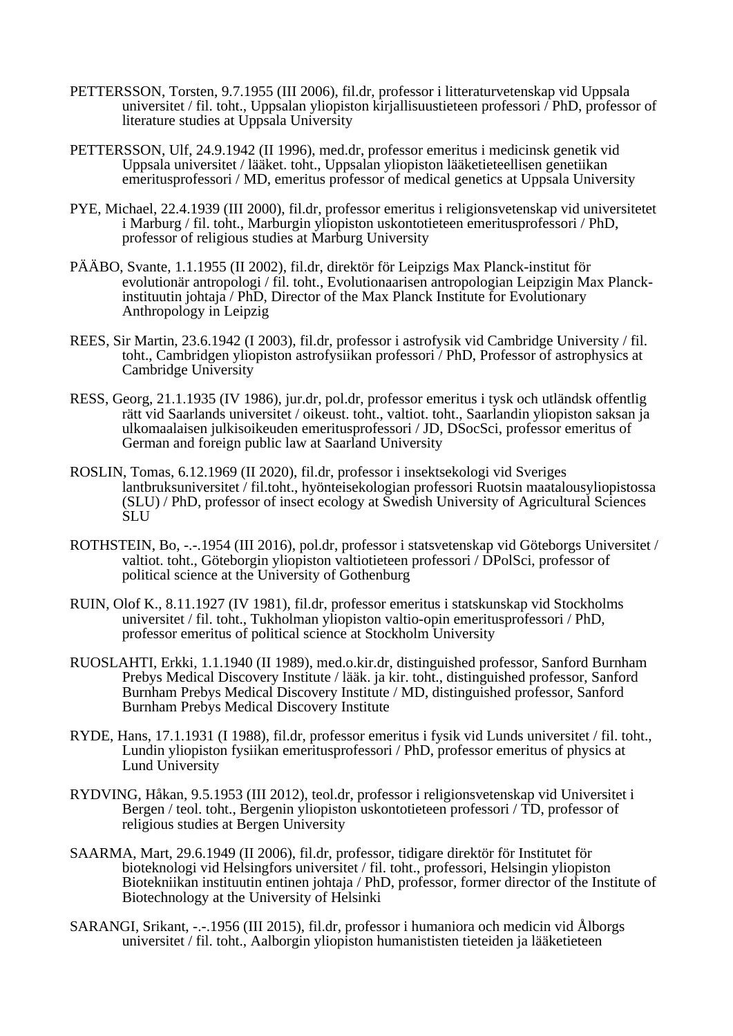PETTERSSON, Torsten, 9.7.1955 (III 2006), fil.dr, professor i litteraturvetenskap vid Uppsala universitet / fil. toht., Uppsalan yliopiston kirjallisuustieteen professori / PhD, professor of literature studies at Uppsala University

PETTERSSON, Ulf, 24.9.1942 (II 1996), med.dr, professor emeritus i medicinsk genetik vid Uppsala universitet / lääket. toht., Uppsalan yliopiston lääketieteellisen genetiikan emeritusprofessori / MD, emeritus professor of medical genetics at Uppsala University

PYE, Michael, 22.4.1939 (III 2000), fil.dr, professor emeritus i religionsvetenskap vid universitetet i Marburg / fil. toht., Marburgin yliopiston uskontotieteen emeritusprofessori / PhD, professor of religious studies at Marburg University

PÄÄBO, Svante, 1.1.1955 (II 2002), fil.dr, direktör för Leipzigs Max Planck-institut för evolutionär antropologi / fil. toht., Evolutionaarisen antropologian Leipzigin Max Planck-instituutin johtaja / PhD, Director of the Max Planck Institute for Evolutionary Anthropology in Leipzig

REES, Sir Martin, 23.6.1942 (I 2003), fil.dr, professor i astrofysik vid Cambridge University / fil. toht., Cambridgen yliopiston astrofysiikan professori / PhD, Professor of astrophysics at Cambridge University

RESS, Georg, 21.1.1935 (IV 1986), jur.dr, pol.dr, professor emeritus i tysk och utländsk offentlig rätt vid Saarlands universitet / oikeust. toht., valtiot. toht., Saarlandin yliopiston saksan ja ulkomaalaisen julkisoikeuden emeritusprofessori / JD, DSocSci, professor emeritus of German and foreign public law at Saarland University

ROSLIN, Tomas, 6.12.1969 (II 2020), fil.dr, professor i insektsekologi vid Sveriges lantbruksuniversitet / fil.toht., hyönteisekologian professori Ruotsin maatalousyliopistossa (SLU) / PhD, professor of insect ecology at Swedish University of Agricultural Sciences SLU

ROTHSTEIN, Bo, -.-.1954 (III 2016), pol.dr, professor i statsvetenskap vid Göteborgs Universitet / valtiot. toht., Göteborgin yliopiston valtiotieteen professori / DPolSci, professor of political science at the University of Gothenburg

RUIN, Olof K., 8.11.1927 (IV 1981), fil.dr, professor emeritus i statskunskap vid Stockholms universitet / fil. toht., Tukholman yliopiston valtio-opin emeritusprofessori / PhD, professor emeritus of political science at Stockholm University

RUOSLAHTI, Erkki, 1.1.1940 (II 1989), med.o.kir.dr, distinguished professor, Sanford Burnham Prebys Medical Discovery Institute / lääk. ja kir. toht., distinguished professor, Sanford Burnham Prebys Medical Discovery Institute / MD, distinguished professor, Sanford Burnham Prebys Medical Discovery Institute

RYDE, Hans, 17.1.1931 (I 1988), fil.dr, professor emeritus i fysik vid Lunds universitet / fil. toht., Lundin yliopiston fysiikan emeritusprofessori / PhD, professor emeritus of physics at Lund University

RYDVING, Håkan, 9.5.1953 (III 2012), teol.dr, professor i religionsvetenskap vid Universitet i Bergen / teol. toht., Bergenin yliopiston uskontotieteen professori / TD, professor of religious studies at Bergen University

SAARMA, Mart, 29.6.1949 (II 2006), fil.dr, professor, tidigare direktör för Institutet för bioteknologi vid Helsingfors universitet / fil. toht., professori, Helsingin yliopiston Biotekniikan instituutin entinen johtaja / PhD, professor, former director of the Institute of Biotechnology at the University of Helsinki

SARANGI, Srikant, -.-.1956 (III 2015), fil.dr, professor i humaniora och medicin vid Ålborgs universitet / fil. toht., Aalborgin yliopiston humanististen tieteiden ja lääketieteen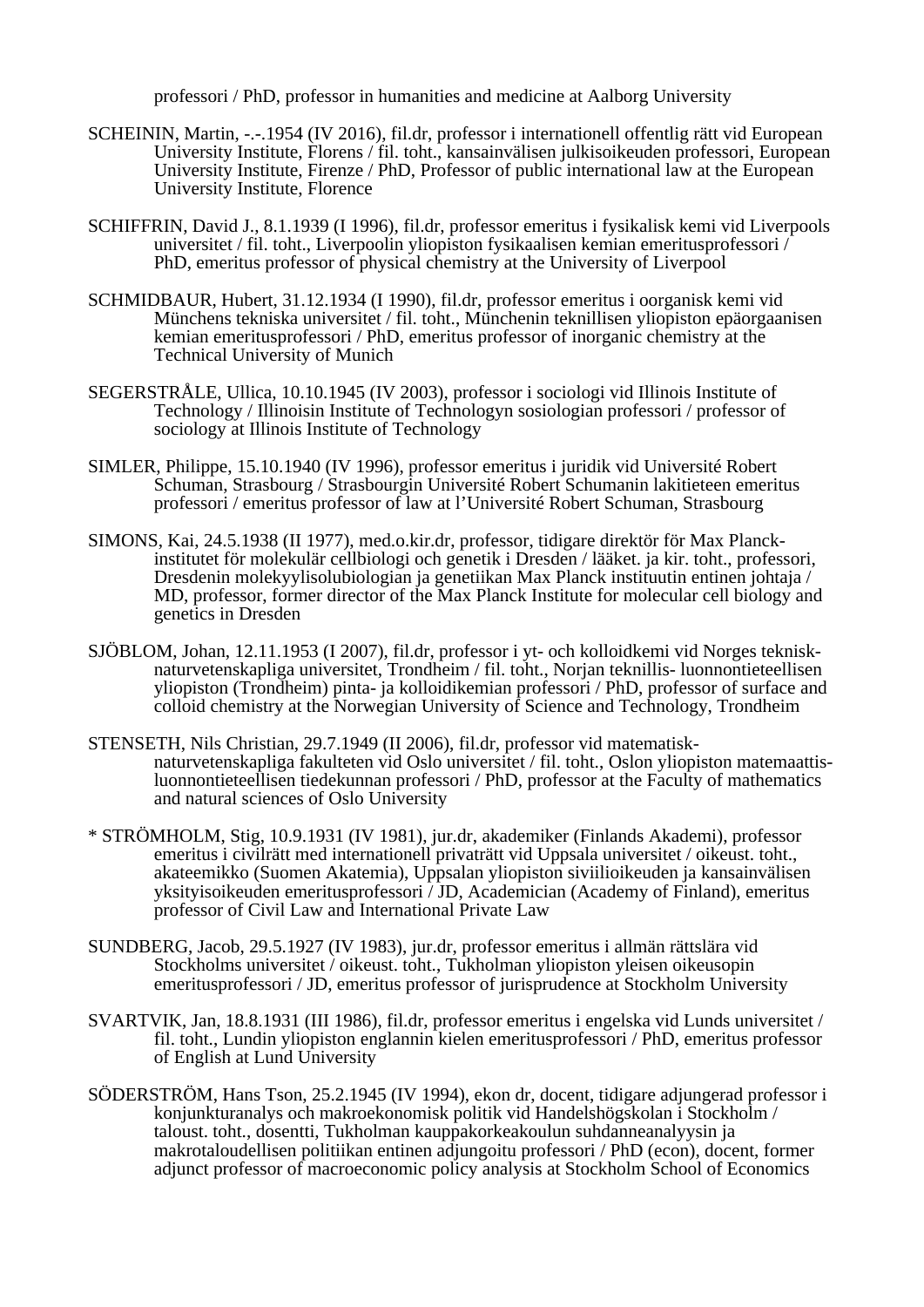professori / PhD, professor in humanities and medicine at Aalborg University

SCHEININ, Martin, -.-.1954 (IV 2016), fil.dr, professor i internationell offentlig rätt vid European University Institute, Florens / fil. toht., kansainvälisen julkisoikeuden professori, European University Institute, Firenze / PhD, Professor of public international law at the European University Institute, Florence

SCHIFFRIN, David J., 8.1.1939 (I 1996), fil.dr, professor emeritus i fysikalisk kemi vid Liverpools universitet / fil. toht., Liverpoolin yliopiston fysikaalisen kemian emeritusprofessori / PhD, emeritus professor of physical chemistry at the University of Liverpool

SCHMIDBAUR, Hubert, 31.12.1934 (I 1990), fil.dr, professor emeritus i oorganisk kemi vid Münchens tekniska universitet / fil. toht., Münchenin teknillisen yliopiston epäorgaanisen kemian emeritusprofessori / PhD, emeritus professor of inorganic chemistry at the Technical University of Munich

SEGERSTRÅLE, Ullica, 10.10.1945 (IV 2003), professor i sociologi vid Illinois Institute of Technology / Illinoisin Institute of Technologyn sosiologian professori / professor of sociology at Illinois Institute of Technology

SIMLER, Philippe, 15.10.1940 (IV 1996), professor emeritus i juridik vid Université Robert Schuman, Strasbourg / Strasbourgin Université Robert Schumanin lakitieteen emeritus professori / emeritus professor of law at l'Université Robert Schuman, Strasbourg

SIMONS, Kai, 24.5.1938 (II 1977), med.o.kir.dr, professor, tidigare direktör för Max Planck-institutet för molekulär cellbiologi och genetik i Dresden / lääket. ja kir. toht., professori, Dresdenin molekyylisolubiologian ja genetiikan Max Planck instituutin entinen johtaja / MD, professor, former director of the Max Planck Institute for molecular cell biology and genetics in Dresden

SJÖBLOM, Johan, 12.11.1953 (I 2007), fil.dr, professor i yt- och kolloidkemi vid Norges teknisk-naturvetenskapliga universitet, Trondheim / fil. toht., Norjan teknillis- luonnontieteellisen yliopiston (Trondheim) pinta- ja kolloidikemian professori / PhD, professor of surface and colloid chemistry at the Norwegian University of Science and Technology, Trondheim

STENSETH, Nils Christian, 29.7.1949 (II 2006), fil.dr, professor vid matematisk-naturvetenskapliga fakulteten vid Oslo universitet / fil. toht., Oslon yliopiston matemaattis-luonnontieteellisen tiedekunnan professori / PhD, professor at the Faculty of mathematics and natural sciences of Oslo University

* STRÖMHOLM, Stig, 10.9.1931 (IV 1981), jur.dr, akademiker (Finlands Akademi), professor emeritus i civilrätt med internationell privaträtt vid Uppsala universitet / oikeust. toht., akateemikko (Suomen Akatemia), Uppsalan yliopiston siviilioikeuden ja kansainvälisen yksityisoikeuden emeritusprofessori / JD, Academician (Academy of Finland), emeritus professor of Civil Law and International Private Law

SUNDBERG, Jacob, 29.5.1927 (IV 1983), jur.dr, professor emeritus i allmän rättslära vid Stockholms universitet / oikeust. toht., Tukholman yliopiston yleisen oikeusopin emeritusprofessori / JD, emeritus professor of jurisprudence at Stockholm University

SVARTVIK, Jan, 18.8.1931 (III 1986), fil.dr, professor emeritus i engelska vid Lunds universitet / fil. toht., Lundin yliopiston englannin kielen emeritusprofessori / PhD, emeritus professor of English at Lund University

SÖDERSTRÖM, Hans Tson, 25.2.1945 (IV 1994), ekon dr, docent, tidigare adjungerad professor i konjunkturanalys och makroekonomisk politik vid Handelshögskolan i Stockholm / taloust. toht., dosentti, Tukholman kauppakorkeakoulun suhdanneanalyysin ja makrotaloudellisen politiikan entinen adjungoitu professori / PhD (econ), docent, former adjunct professor of macroeconomic policy analysis at Stockholm School of Economics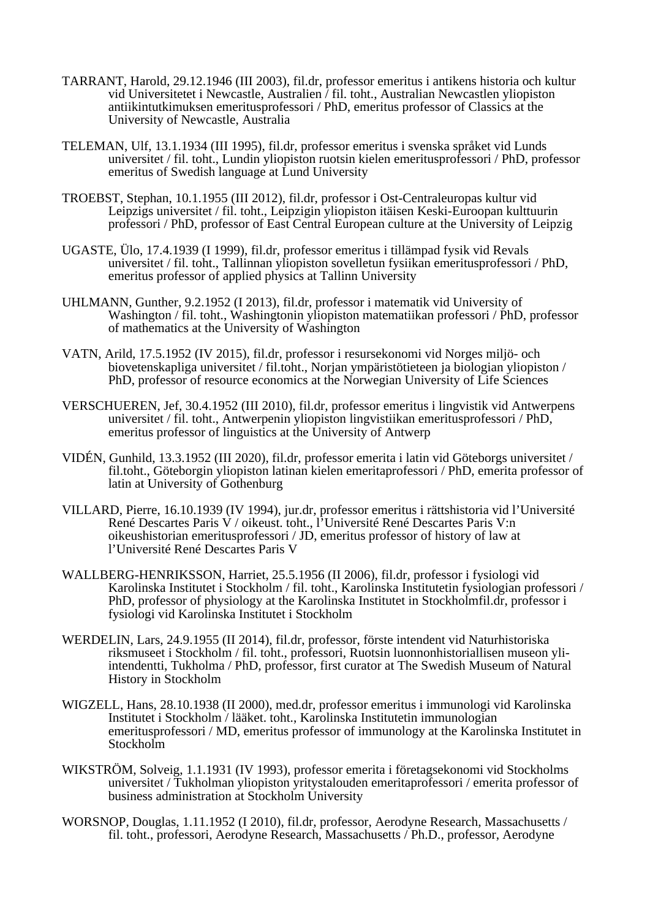TARRANT, Harold, 29.12.1946 (III 2003), fil.dr, professor emeritus i antikens historia och kultur vid Universitetet i Newcastle, Australien / fil. toht., Australian Newcastlen yliopiston antiikintutkimuksen emeritusprofessori / PhD, emeritus professor of Classics at the University of Newcastle, Australia

TELEMAN, Ulf, 13.1.1934 (III 1995), fil.dr, professor emeritus i svenska språket vid Lunds universitet / fil. toht., Lundin yliopiston ruotsin kielen emeritusprofessori / PhD, professor emeritus of Swedish language at Lund University

TROEBST, Stephan, 10.1.1955 (III 2012), fil.dr, professor i Ost-Centraleuropas kultur vid Leipzigs universitet / fil. toht., Leipzigin yliopiston itäisen Keski-Euroopan kulttuurin professori / PhD, professor of East Central European culture at the University of Leipzig

UGASTE, Ülo, 17.4.1939 (I 1999), fil.dr, professor emeritus i tillämpad fysik vid Revals universitet / fil. toht., Tallinnan yliopiston sovelletun fysiikan emeritusprofessori / PhD, emeritus professor of applied physics at Tallinn University

UHLMANN, Gunther, 9.2.1952 (I 2013), fil.dr, professor i matematik vid University of Washington / fil. toht., Washingtonin yliopiston matematiikan professori / PhD, professor of mathematics at the University of Washington

VATN, Arild, 17.5.1952 (IV 2015), fil.dr, professor i resursekonomi vid Norges miljö- och biovetenskapliga universitet / fil.toht., Norjan ympäristötieteen ja biologian yliopiston / PhD, professor of resource economics at the Norwegian University of Life Sciences

VERSCHUEREN, Jef, 30.4.1952 (III 2010), fil.dr, professor emeritus i lingvistik vid Antwerpens universitet / fil. toht., Antwerpenin yliopiston lingvistiikan emeritusprofessori / PhD, emeritus professor of linguistics at the University of Antwerp

VIDÉN, Gunhild, 13.3.1952 (III 2020), fil.dr, professor emerita i latin vid Göteborgs universitet / fil.toht., Göteborgin yliopiston latinan kielen emeritaprofessori / PhD, emerita professor of latin at University of Gothenburg

VILLARD, Pierre, 16.10.1939 (IV 1994), jur.dr, professor emeritus i rättshistoria vid l'Université René Descartes Paris V / oikeust. toht., l'Université René Descartes Paris V:n oikeushistorian emeritusprofessori / JD, emeritus professor of history of law at l'Université René Descartes Paris V

WALLBERG-HENRIKSSON, Harriet, 25.5.1956 (II 2006), fil.dr, professor i fysiologi vid Karolinska Institutet i Stockholm / fil. toht., Karolinska Institutetin fysiologian professori / PhD, professor of physiology at the Karolinska Institutet in Stockholmfil.dr, professor i fysiologi vid Karolinska Institutet i Stockholm

WERDELIN, Lars, 24.9.1955 (II 2014), fil.dr, professor, förste intendent vid Naturhistoriska riksmuseet i Stockholm / fil. toht., professori, Ruotsin luonnonhistoriallisen museon yli-intendentti, Tukholma / PhD, professor, first curator at The Swedish Museum of Natural History in Stockholm

WIGZELL, Hans, 28.10.1938 (II 2000), med.dr, professor emeritus i immunologi vid Karolinska Institutet i Stockholm / lääket. toht., Karolinska Institutetin immunologian emeritusprofessori / MD, emeritus professor of immunology at the Karolinska Institutet in Stockholm

WIKSTRÖM, Solveig, 1.1.1931 (IV 1993), professor emerita i företagsekonomi vid Stockholms universitet / Tukholman yliopiston yritystalouden emeritaprofessori / emerita professor of business administration at Stockholm University

WORSNOP, Douglas, 1.11.1952 (I 2010), fil.dr, professor, Aerodyne Research, Massachusetts / fil. toht., professori, Aerodyne Research, Massachusetts / Ph.D., professor, Aerodyne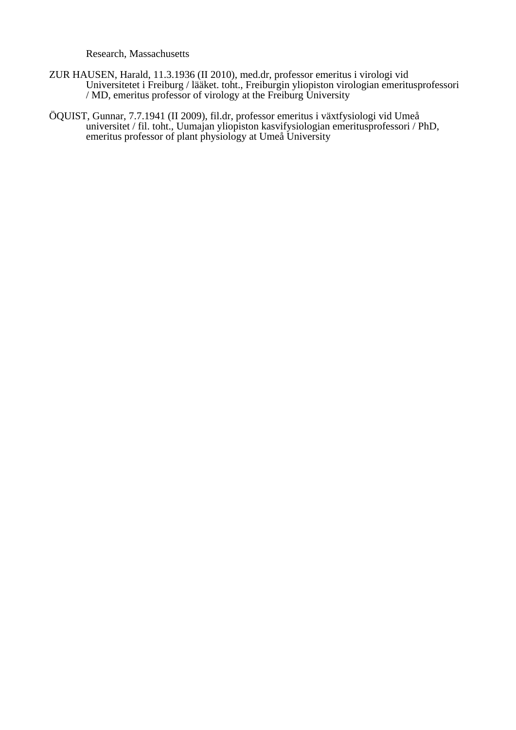Research, Massachusetts

ZUR HAUSEN, Harald, 11.3.1936 (II 2010), med.dr, professor emeritus i virologi vid Universitetet i Freiburg / lääket. toht., Freiburgin yliopiston virologian emeritusprofessori / MD, emeritus professor of virology at the Freiburg University

ÖQUIST, Gunnar, 7.7.1941 (II 2009), fil.dr, professor emeritus i växtfysiologi vid Umeå universitet / fil. toht., Uumajan yliopiston kasvifysiologian emeritusprofessori / PhD, emeritus professor of plant physiology at Umeå University